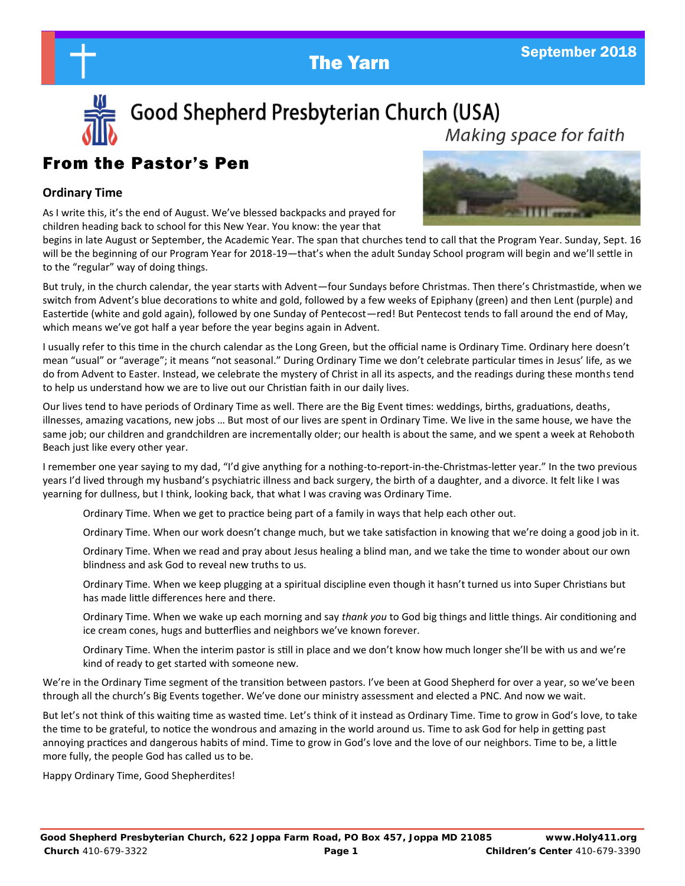The Yarn

September 2018

# Good Shepherd Presbyterian Church (USA)

*Making space for faith*

## From the Pastor's Pen

### Ordinary Time

As I write this, it's the end of August. We've blessed backpacks and prayed for children heading back to school for this New Year. You know: the year that begins in late August or September, the Academic Year. The span that churches tend to call that the Program Year. Sunday, Sept. 16 will be the beginning of our Program Year for 2018-19—that's when the adult Sunday School program will begin and we'll settle in to the "regular" way of doing things.

But truly, in the church calendar, the year starts with Advent—four Sundays before Christmas. Then there's Christmastide, when we switch from Advent's blue decorations to white and gold, followed by a few weeks of Epiphany (green) and then Lent (purple) and Eastertide (white and gold again), followed by one Sunday of Pentecost—red! But Pentecost tends to fall around the end of May, which means we've got half a year before the year begins again in Advent.

I usually refer to this time in the church calendar as the Long Green, but the official name is Ordinary Time. Ordinary here doesn't mean "usual" or "average"; it means "not seasonal." During Ordinary Time we don't celebrate particular times in Jesus' life, as we do from Advent to Easter. Instead, we celebrate the mystery of Christ in all its aspects, and the readings during these months tend to help us understand how we are to live out our Christian faith in our daily lives.

Our lives tend to have periods of Ordinary Time as well. There are the Big Event times: weddings, births, graduations, deaths, illnesses, amazing vacations, new jobs … But most of our lives are spent in Ordinary Time. We live in the same house, we have the same job; our children and grandchildren are incrementally older; our health is about the same, and we spent a week at Rehoboth Beach just like every other year.

I remember one year saying to my dad, "I'd give anything for a nothing-to-report-in-the-Christmas-letter year." In the two previous years I'd lived through my husband's psychiatric illness and back surgery, the birth of a daughter, and a divorce. It felt like I was yearning for dullness, but I think, looking back, that what I was craving was Ordinary Time.

> Ordinary Time. When we get to practice being part of a family in ways that help each other out.
>
> Ordinary Time. When our work doesn't change much, but we take satisfaction in knowing that we're doing a good job in it.
>
> Ordinary Time. When we read and pray about Jesus healing a blind man, and we take the time to wonder about our own blindness and ask God to reveal new truths to us.
>
> Ordinary Time. When we keep plugging at a spiritual discipline even though it hasn't turned us into Super Christians but has made little differences here and there.
>
> Ordinary Time. When we wake up each morning and say *thank you* to God big things and little things. Air conditioning and ice cream cones, hugs and butterflies and neighbors we've known forever.
>
> Ordinary Time. When the interim pastor is still in place and we don't know how much longer she'll be with us and we're kind of ready to get started with someone new.

We're in the Ordinary Time segment of the transition between pastors. I've been at Good Shepherd for over a year, so we've been through all the church's Big Events together. We've done our ministry assessment and elected a PNC. And now we wait.

But let's not think of this waiting time as wasted time. Let's think of it instead as Ordinary Time. Time to grow in God's love, to take the time to be grateful, to notice the wondrous and amazing in the world around us. Time to ask God for help in getting past annoying practices and dangerous habits of mind. Time to grow in God's love and the love of our neighbors. Time to be, a little more fully, the people God has called us to be.

Happy Ordinary Time, Good Shepherdites!

**Good Shepherd Presbyterian Church, 622 Joppa Farm Road, PO Box 457, Joppa MD 21085** **www.Holy411.org**
**Church** 410-679-3322 **Children's Center** 410-679-3390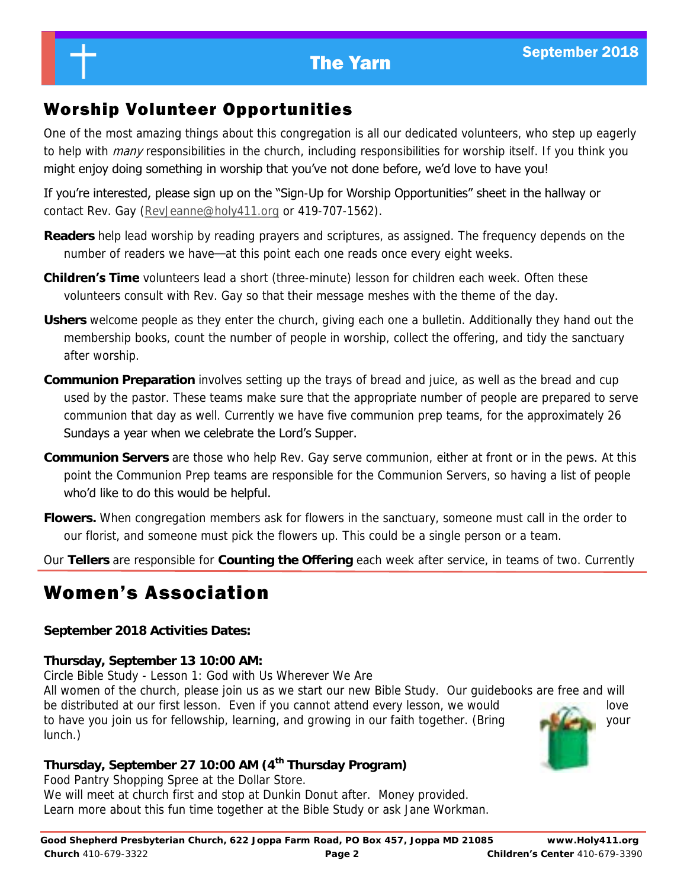## Worship Volunteer Opportunities

One of the most amazing things about this congregation is all our dedicated volunteers, who step up eagerly to help with *many* responsibilities in the church, including responsibilities for worship itself. If you think you might enjoy doing something in worship that you've not done before, we'd love to have you!

If you're interested, please sign up on the "Sign-Up for Worship Opportunities" sheet in the hallway or contact Rev. Gay (RevJeanne@holy411.org or 419-707-1562).

**Readers** help lead worship by reading prayers and scriptures, as assigned. The frequency depends on the number of readers we have—at this point each one reads once every eight weeks.

**Children's Time** volunteers lead a short (three-minute) lesson for children each week. Often these volunteers consult with Rev. Gay so that their message meshes with the theme of the day.

**Ushers** welcome people as they enter the church, giving each one a bulletin. Additionally they hand out the membership books, count the number of people in worship, collect the offering, and tidy the sanctuary after worship.

**Communion Preparation** involves setting up the trays of bread and juice, as well as the bread and cup used by the pastor. These teams make sure that the appropriate number of people are prepared to serve communion that day as well. Currently we have five communion prep teams, for the approximately 26 Sundays a year when we celebrate the Lord's Supper.

**Communion Servers** are those who help Rev. Gay serve communion, either at front or in the pews. At this point the Communion Prep teams are responsible for the Communion Servers, so having a list of people who'd like to do this would be helpful.

**Flowers.** When congregation members ask for flowers in the sanctuary, someone must call in the order to our florist, and someone must pick the flowers up. This could be a single person or a team.

Our **Tellers** are responsible for **Counting the Offering** each week after service, in teams of two. Currently

## Women's Association

**September 2018 Activities Dates:**

**Thursday, September 13 10:00 AM:**
Circle Bible Study - Lesson 1: God with Us Wherever We Are
All women of the church, please join us as we start our new Bible Study. Our guidebooks are free and will be distributed at our first lesson. Even if you cannot attend every lesson, we would love to have you join us for fellowship, learning, and growing in our faith together. (Bring your lunch.)

**Thursday, September 27 10:00 AM (4th Thursday Program)**
Food Pantry Shopping Spree at the Dollar Store.
We will meet at church first and stop at Dunkin Donut after. Money provided.
Learn more about this fun time together at the Bible Study or ask Jane Workman.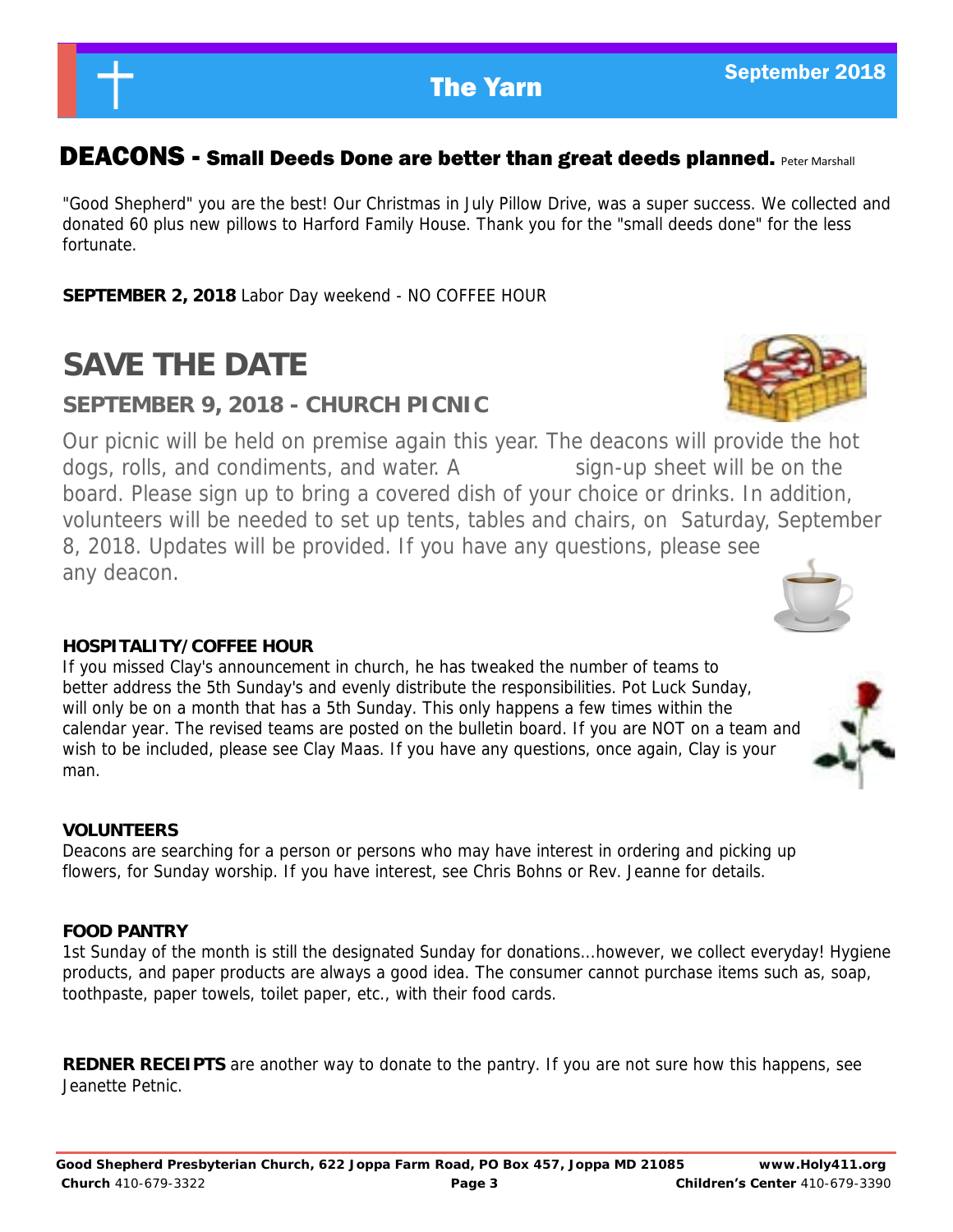## DEACONS - Small Deeds Done are better than great deeds planned. Peter Marshall

"Good Shepherd" you are the best! Our Christmas in July Pillow Drive, was a super success. We collected and donated 60 plus new pillows to Harford Family House. Thank you for the "small deeds done" for the less fortunate.

**SEPTEMBER 2, 2018** Labor Day weekend - NO COFFEE HOUR

# SAVE THE DATE

### SEPTEMBER 9, 2018 - CHURCH PICNIC

Our picnic will be held on premise again this year. The deacons will provide the hot dogs, rolls, and condiments, and water. A sign-up sheet will be on the board. Please sign up to bring a covered dish of your choice or drinks. In addition, volunteers will be needed to set up tents, tables and chairs, on Saturday, September 8, 2018. Updates will be provided. If you have any questions, please see any deacon.

**HOSPITALITY/COFFEE HOUR**

If you missed Clay's announcement in church, he has tweaked the number of teams to better address the 5th Sunday's and evenly distribute the responsibilities. Pot Luck Sunday, will only be on a month that has a 5th Sunday. This only happens a few times within the calendar year. The revised teams are posted on the bulletin board. If you are NOT on a team and wish to be included, please see Clay Maas. If you have any questions, once again, Clay is your man.

**VOLUNTEERS**

Deacons are searching for a person or persons who may have interest in ordering and picking up flowers, for Sunday worship. If you have interest, see Chris Bohns or Rev. Jeanne for details.

**FOOD PANTRY**

1st Sunday of the month is still the designated Sunday for donations...however, we collect everyday! Hygiene products, and paper products are always a good idea. The consumer cannot purchase items such as, soap, toothpaste, paper towels, toilet paper, etc., with their food cards.

**REDNER RECEIPTS** are another way to donate to the pantry. If you are not sure how this happens, see Jeanette Petnic.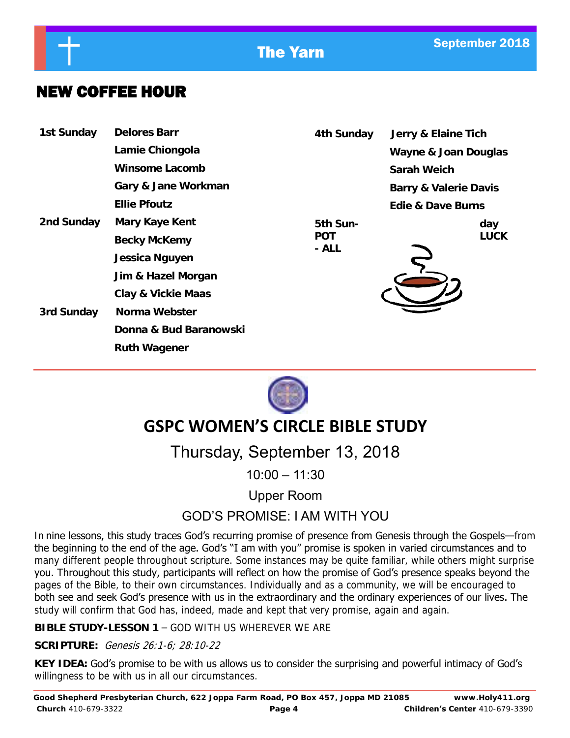## NEW COFFEE HOUR

**1st Sunday**
- Delores Barr
- Lamie Chiongola
- Winsome Lacomb
- Gary & Jane Workman
- Ellie Pfoutz

**2nd Sunday**
- Mary Kaye Kent
- Becky McKemy
- Jessica Nguyen
- Jim & Hazel Morgan
- Clay & Vickie Maas

**3rd Sunday**
- Norma Webster
- Donna & Bud Baranowski
- Ruth Wagener

**4th Sunday**
- Jerry & Elaine Tich
- Wayne & Joan Douglas
- Sarah Weich
- Barry & Valerie Davis
- Edie & Dave Burns

**5th Sunday POT LUCK - ALL**

## GSPC WOMEN'S CIRCLE BIBLE STUDY

Thursday, September 13, 2018

10:00 – 11:30

Upper Room

GOD'S PROMISE: I AM WITH YOU

In nine lessons, this study traces God's recurring promise of presence from Genesis through the Gospels—from the beginning to the end of the age. God's "I am with you" promise is spoken in varied circumstances and to many different people throughout scripture. Some instances may be quite familiar, while others might surprise you. Throughout this study, participants will reflect on how the promise of God's presence speaks beyond the pages of the Bible, to their own circumstances. Individually and as a community, we will be encouraged to both see and seek God's presence with us in the extraordinary and the ordinary experiences of our lives. The study will confirm that God has, indeed, made and kept that very promise, again and again.

**BIBLE STUDY-LESSON 1** – GOD WITH US WHEREVER WE ARE

**SCRIPTURE:** *Genesis 26:1-6; 28:10-22*

**KEY IDEA:** God's promise to be with us allows us to consider the surprising and powerful intimacy of God's willingness to be with us in all our circumstances.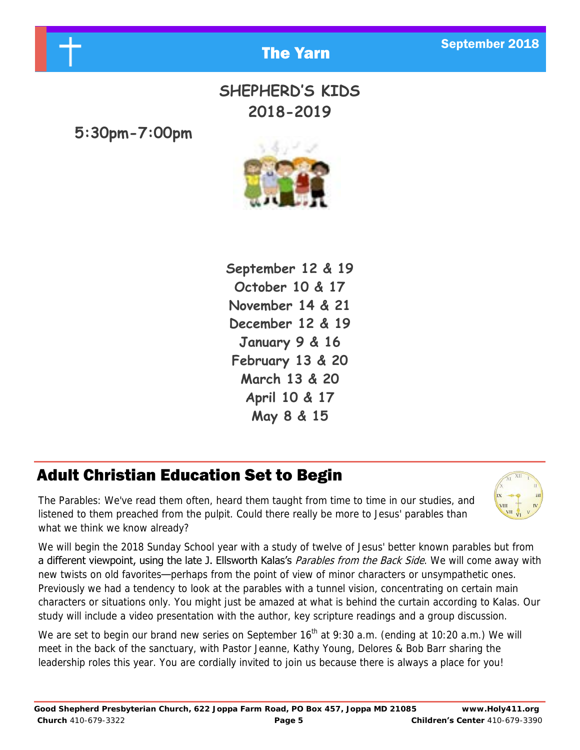# SHEPHERD'S KIDS 2018-2019

**5:30pm-7:00pm**

**September 12 & 19**
**October 10 & 17**
**November 14 & 21**
**December 12 & 19**
**January 9 & 16**
**February 13 & 20**
**March 13 & 20**
**April 10 & 17**
**May 8 & 15**

## Adult Christian Education Set to Begin

The Parables: We've read them often, heard them taught from time to time in our studies, and listened to them preached from the pulpit. Could there really be more to Jesus' parables than what we think we know already?

We will begin the 2018 Sunday School year with a study of twelve of Jesus' better known parables but from a different viewpoint, using the late J. Ellsworth Kalas's *Parables from the Back Side*. We will come away with new twists on old favorites—perhaps from the point of view of minor characters or unsympathetic ones. Previously we had a tendency to look at the parables with a tunnel vision, concentrating on certain main characters or situations only. You might just be amazed at what is behind the curtain according to Kalas. Our study will include a video presentation with the author, key scripture readings and a group discussion.

We are set to begin our brand new series on September 16th at 9:30 a.m. (ending at 10:20 a.m.) We will meet in the back of the sanctuary, with Pastor Jeanne, Kathy Young, Delores & Bob Barr sharing the leadership roles this year. You are cordially invited to join us because there is always a place for you!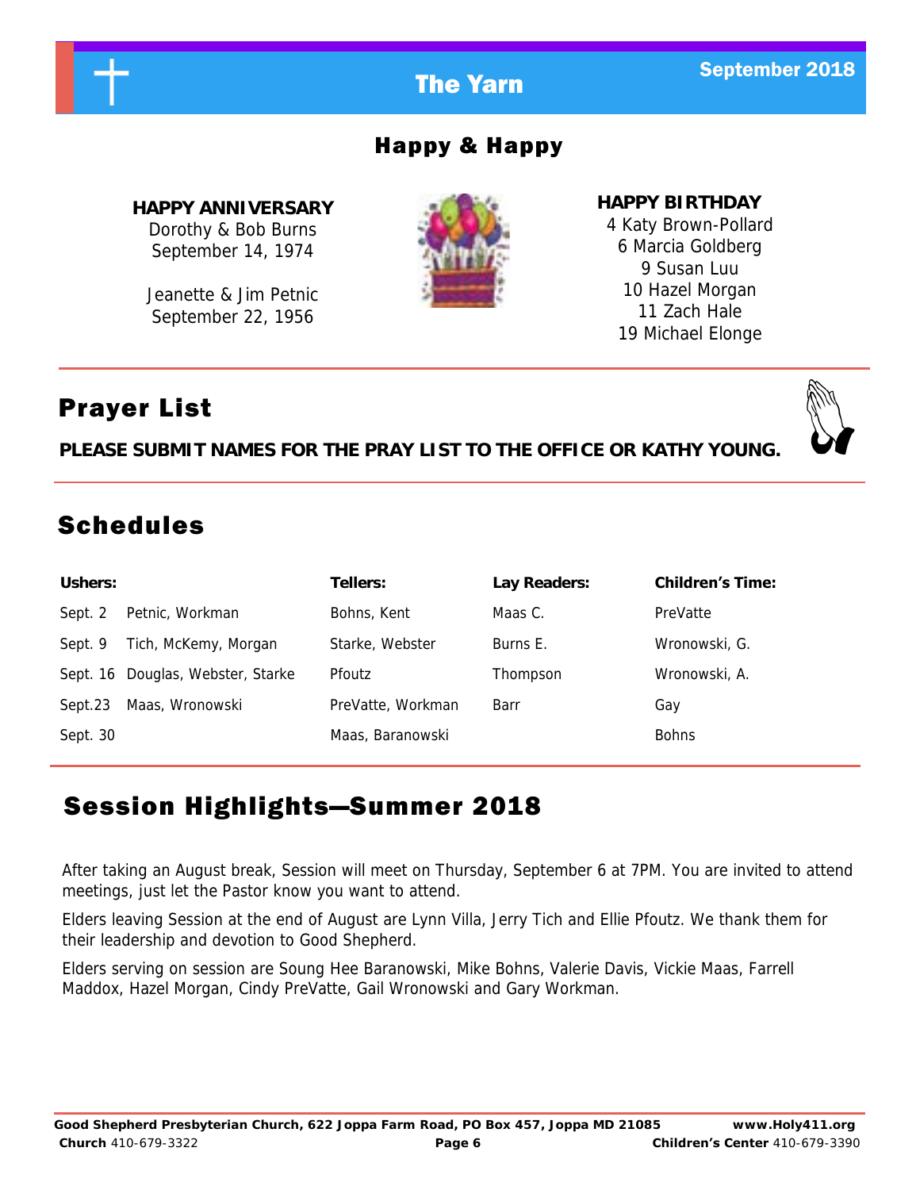## Happy & Happy

**HAPPY ANNIVERSARY**

Dorothy & Bob Burns
September 14, 1974

Jeanette & Jim Petnic
September 22, 1956

**HAPPY BIRTHDAY**

4 Katy Brown-Pollard
6 Marcia Goldberg
9 Susan Luu
10 Hazel Morgan
11 Zach Hale
19 Michael Elonge

## Prayer List

**PLEASE SUBMIT NAMES FOR THE PRAY LIST TO THE OFFICE OR KATHY YOUNG.**

## Schedules

| Ushers: | | Tellers: | Lay Readers: | Children's Time: |
|---|---|---|---|---|
| Sept. 2 | Petnic, Workman | Bohns, Kent | Maas C. | PreVatte |
| Sept. 9 | Tich, McKemy, Morgan | Starke, Webster | Burns E. | Wronowski, G. |
| Sept. 16 | Douglas, Webster, Starke | Pfoutz | Thompson | Wronowski, A. |
| Sept.23 | Maas, Wronowski | PreVatte, Workman | Barr | Gay |
| Sept. 30 | | Maas, Baranowski | | Bohns |

## Session Highlights—Summer 2018

After taking an August break, Session will meet on Thursday, September 6 at 7PM. You are invited to attend meetings, just let the Pastor know you want to attend.

Elders leaving Session at the end of August are Lynn Villa, Jerry Tich and Ellie Pfoutz. We thank them for their leadership and devotion to Good Shepherd.

Elders serving on session are Soung Hee Baranowski, Mike Bohns, Valerie Davis, Vickie Maas, Farrell Maddox, Hazel Morgan, Cindy PreVatte, Gail Wronowski and Gary Workman.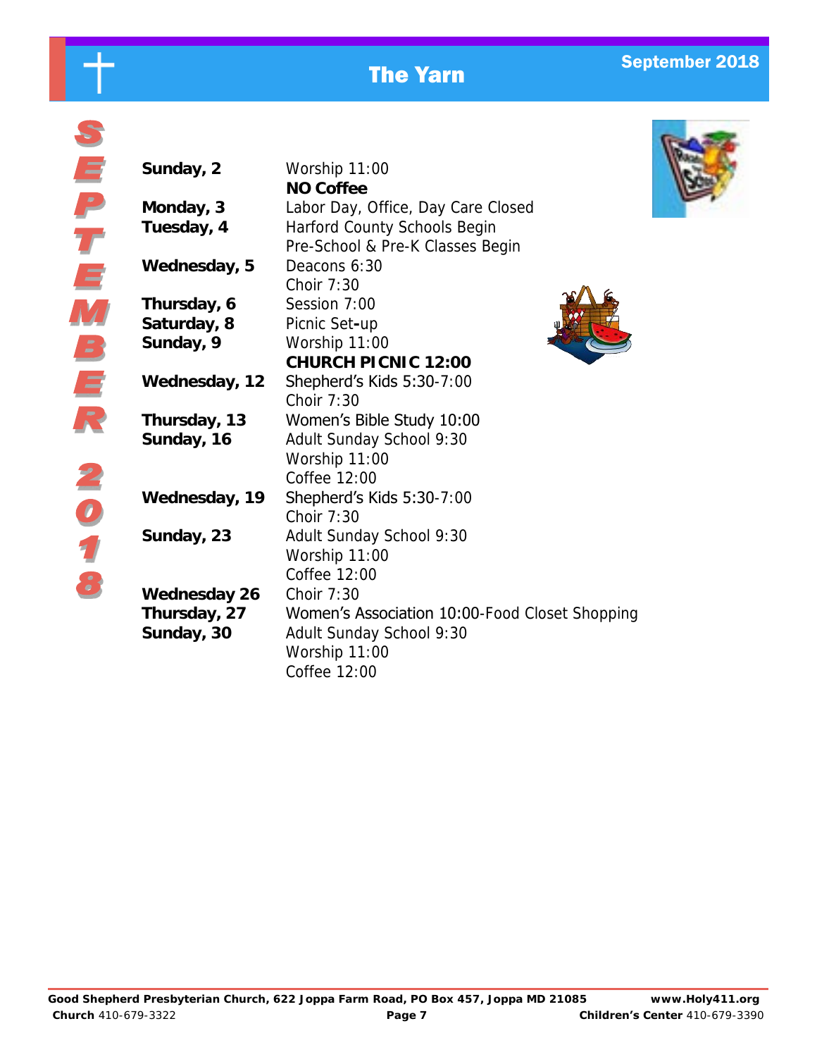# SEPTEMBER 2018

| | |
|---|---|
| **Sunday, 2** | Worship 11:00<br>**NO Coffee** |
| **Monday, 3** | Labor Day, Office, Day Care Closed |
| **Tuesday, 4** | Harford County Schools Begin<br>Pre-School & Pre-K Classes Begin |
| **Wednesday, 5** | Deacons 6:30<br>Choir 7:30 |
| **Thursday, 6** | Session 7:00 |
| **Saturday, 8** | Picnic Set-up |
| **Sunday, 9** | Worship 11:00<br>**CHURCH PICNIC 12:00** |
| **Wednesday, 12** | Shepherd's Kids 5:30-7:00<br>Choir 7:30 |
| **Thursday, 13** | Women's Bible Study 10:00 |
| **Sunday, 16** | Adult Sunday School 9:30<br>Worship 11:00<br>Coffee 12:00 |
| **Wednesday, 19** | Shepherd's Kids 5:30-7:00<br>Choir 7:30 |
| **Sunday, 23** | Adult Sunday School 9:30<br>Worship 11:00<br>Coffee 12:00 |
| **Wednesday 26** | Choir 7:30 |
| **Thursday, 27** | Women's Association 10:00-Food Closet Shopping |
| **Sunday, 30** | Adult Sunday School 9:30<br>Worship 11:00<br>Coffee 12:00 |